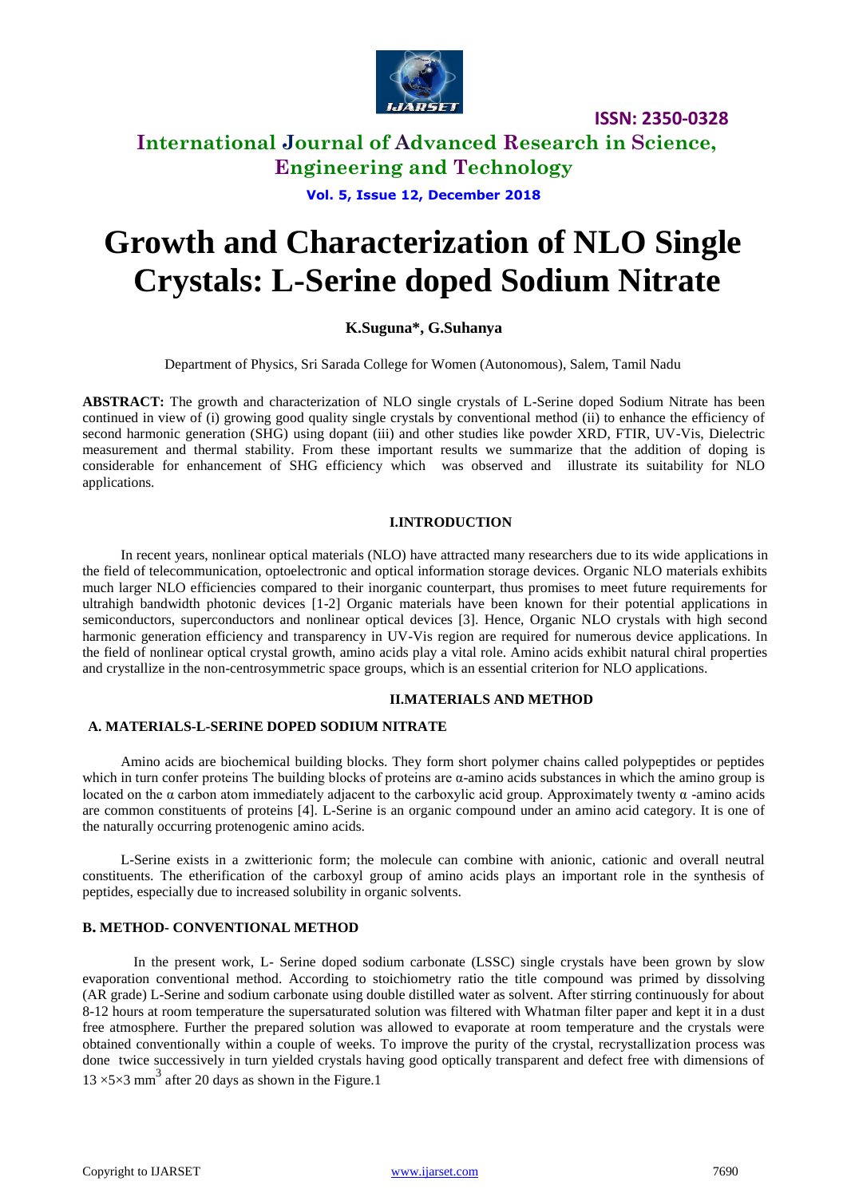# Growth and Characterization of NLO Single Crystals: L-Serine doped Sodium Nitrate

**K.Suguna\*, G.Suhanya**

Department of Physics, Sri Sarada College for Women (Autonomous), Salem, Tamil Nadu

**ABSTRACT:** The growth and characterization of NLO single crystals of L-Serine doped Sodium Nitrate has been continued in view of (i) growing good quality single crystals by conventional method (ii) to enhance the efficiency of second harmonic generation (SHG) using dopant (iii) and other studies like powder XRD, FTIR, UV-Vis, Dielectric measurement and thermal stability. From these important results we summarize that the addition of doping is considerable for enhancement of SHG efficiency which was observed and illustrate its suitability for NLO applications.

## I.INTRODUCTION

In recent years, nonlinear optical materials (NLO) have attracted many researchers due to its wide applications in the field of telecommunication, optoelectronic and optical information storage devices. Organic NLO materials exhibits much larger NLO efficiencies compared to their inorganic counterpart, thus promises to meet future requirements for ultrahigh bandwidth photonic devices [1-2] Organic materials have been known for their potential applications in semiconductors, superconductors and nonlinear optical devices [3]. Hence, Organic NLO crystals with high second harmonic generation efficiency and transparency in UV-Vis region are required for numerous device applications. In the field of nonlinear optical crystal growth, amino acids play a vital role. Amino acids exhibit natural chiral properties and crystallize in the non-centrosymmetric space groups, which is an essential criterion for NLO applications.

## II.MATERIALS AND METHOD

### A. MATERIALS-L-SERINE DOPED SODIUM NITRATE

Amino acids are biochemical building blocks. They form short polymer chains called polypeptides or peptides which in turn confer proteins The building blocks of proteins are α-amino acids substances in which the amino group is located on the α carbon atom immediately adjacent to the carboxylic acid group. Approximately twenty α -amino acids are common constituents of proteins [4]. L-Serine is an organic compound under an amino acid category. It is one of the naturally occurring protenogenic amino acids.

L-Serine exists in a zwitterionic form; the molecule can combine with anionic, cationic and overall neutral constituents. The etherification of the carboxyl group of amino acids plays an important role in the synthesis of peptides, especially due to increased solubility in organic solvents.

### B. METHOD- CONVENTIONAL METHOD

In the present work, L- Serine doped sodium carbonate (LSSC) single crystals have been grown by slow evaporation conventional method. According to stoichiometry ratio the title compound was primed by dissolving (AR grade) L-Serine and sodium carbonate using double distilled water as solvent. After stirring continuously for about 8-12 hours at room temperature the supersaturated solution was filtered with Whatman filter paper and kept it in a dust free atmosphere. Further the prepared solution was allowed to evaporate at room temperature and the crystals were obtained conventionally within a couple of weeks. To improve the purity of the crystal, recrystallization process was done twice successively in turn yielded crystals having good optically transparent and defect free with dimensions of $13 \times 5 \times 3$ $mm^3$ after 20 days as shown in the Figure.1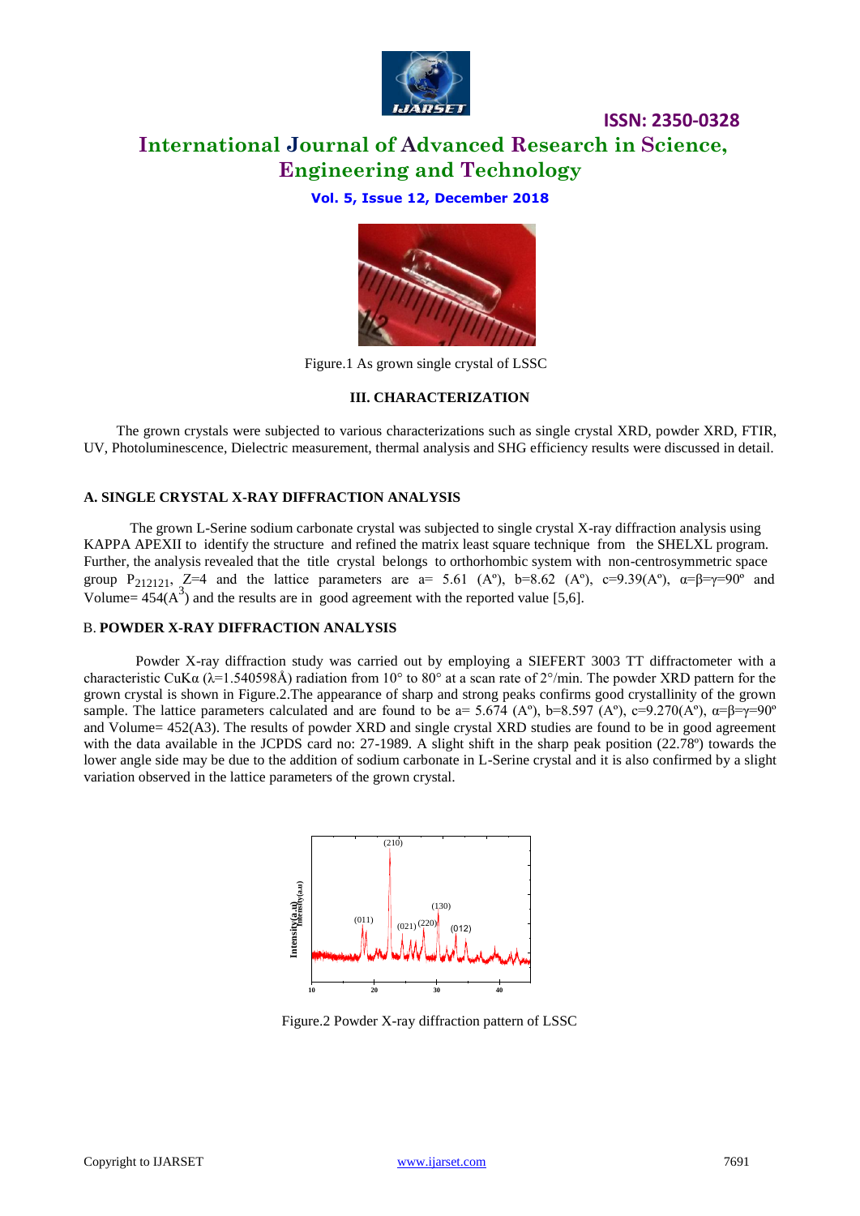Figure.1 As grown single crystal of LSSC

## III. CHARACTERIZATION

The grown crystals were subjected to various characterizations such as single crystal XRD, powder XRD, FTIR, UV, Photoluminescence, Dielectric measurement, thermal analysis and SHG efficiency results were discussed in detail.

### A. SINGLE CRYSTAL X-RAY DIFFRACTION ANALYSIS

The grown L-Serine sodium carbonate crystal was subjected to single crystal X-ray diffraction analysis using KAPPA APEXII to identify the structure and refined the matrix least square technique from the SHELXL program. Further, the analysis revealed that the title crystal belongs to orthorhombic system with non-centrosymmetric space group $P_{212121}$, Z=4 and the lattice parameters are a= 5.61 (Aº), b=8.62 (Aº), c=9.39(Aº), α=β=γ=90º and Volume= 454($A^3$) and the results are in good agreement with the reported value [5,6].

### B. POWDER X-RAY DIFFRACTION ANALYSIS

Powder X-ray diffraction study was carried out by employing a SIEFERT 3003 TT diffractometer with a characteristic CuKα (λ=1.540598Å) radiation from 10° to 80° at a scan rate of 2°/min. The powder XRD pattern for the grown crystal is shown in Figure.2.The appearance of sharp and strong peaks confirms good crystallinity of the grown sample. The lattice parameters calculated and are found to be a= 5.674 (Aº), b=8.597 (Aº), c=9.270(Aº), α=β=γ=90º and Volume= 452(A3). The results of powder XRD and single crystal XRD studies are found to be in good agreement with the data available in the JCPDS card no: 27-1989. A slight shift in the sharp peak position (22.78º) towards the lower angle side may be due to the addition of sodium carbonate in L-Serine crystal and it is also confirmed by a slight variation observed in the lattice parameters of the grown crystal.

Figure.2 Powder X-ray diffraction pattern of LSSC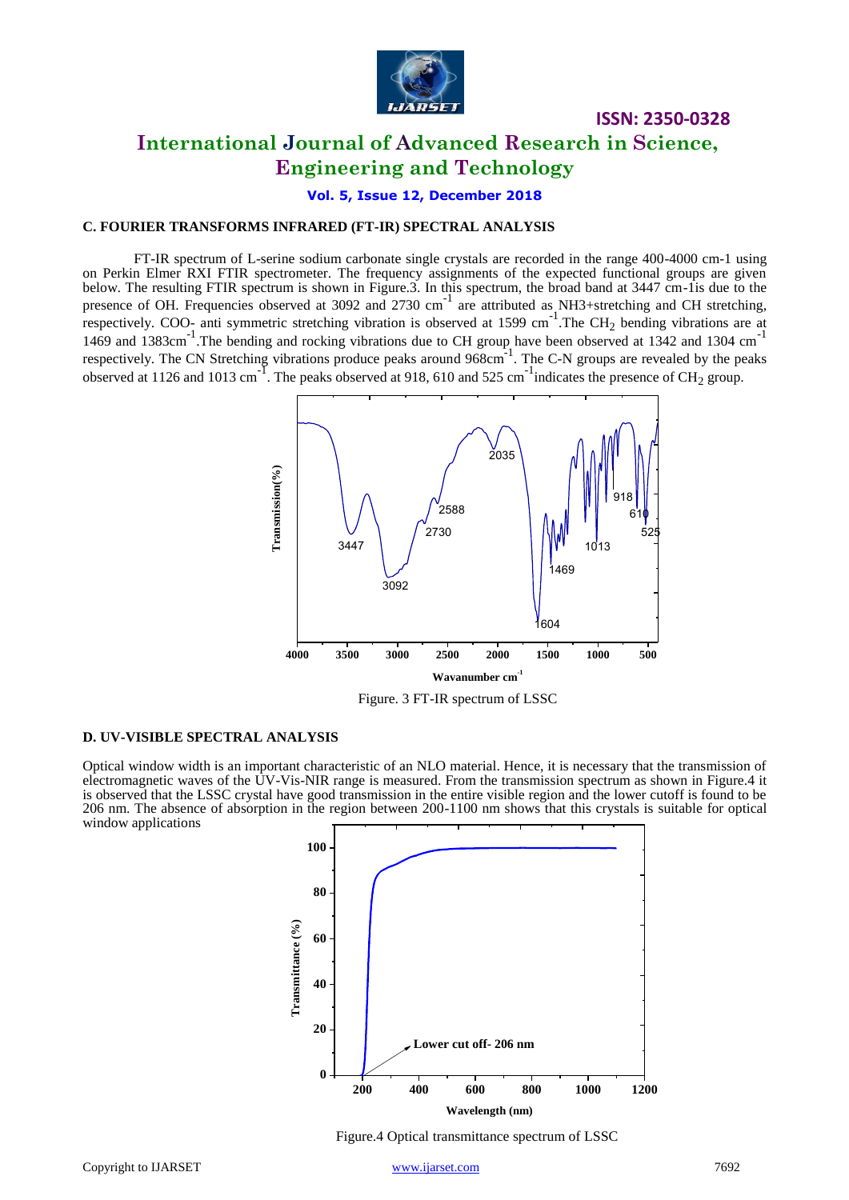### C. FOURIER TRANSFORMS INFRARED (FT-IR) SPECTRAL ANALYSIS

FT-IR spectrum of L-serine sodium carbonate single crystals are recorded in the range 400-4000 cm-1 using on Perkin Elmer RXI FTIR spectrometer. The frequency assignments of the expected functional groups are given below. The resulting FTIR spectrum is shown in Figure.3. In this spectrum, the broad band at 3447 cm-1is due to the presence of OH. Frequencies observed at 3092 and 2730 $cm^{-1}$ are attributed as NH3+stretching and CH stretching, respectively. COO- anti symmetric stretching vibration is observed at 1599 $cm^{-1}$.The $CH_2$ bending vibrations are at 1469 and 1383$cm^{-1}$.The bending and rocking vibrations due to CH group have been observed at 1342 and 1304 $cm^{-1}$ respectively. The CN Stretching vibrations produce peaks around 968$cm^{-1}$. The C-N groups are revealed by the peaks observed at 1126 and 1013 $cm^{-1}$. The peaks observed at 918, 610 and 525 $cm^{-1}$indicates the presence of $CH_2$ group.

Figure. 3 FT-IR spectrum of LSSC

### D. UV-VISIBLE SPECTRAL ANALYSIS

Optical window width is an important characteristic of an NLO material. Hence, it is necessary that the transmission of electromagnetic waves of the UV-Vis-NIR range is measured. From the transmission spectrum as shown in Figure.4 it is observed that the LSSC crystal have good transmission in the entire visible region and the lower cutoff is found to be 206 nm. The absence of absorption in the region between 200-1100 nm shows that this crystals is suitable for optical window applications

Figure.4 Optical transmittance spectrum of LSSC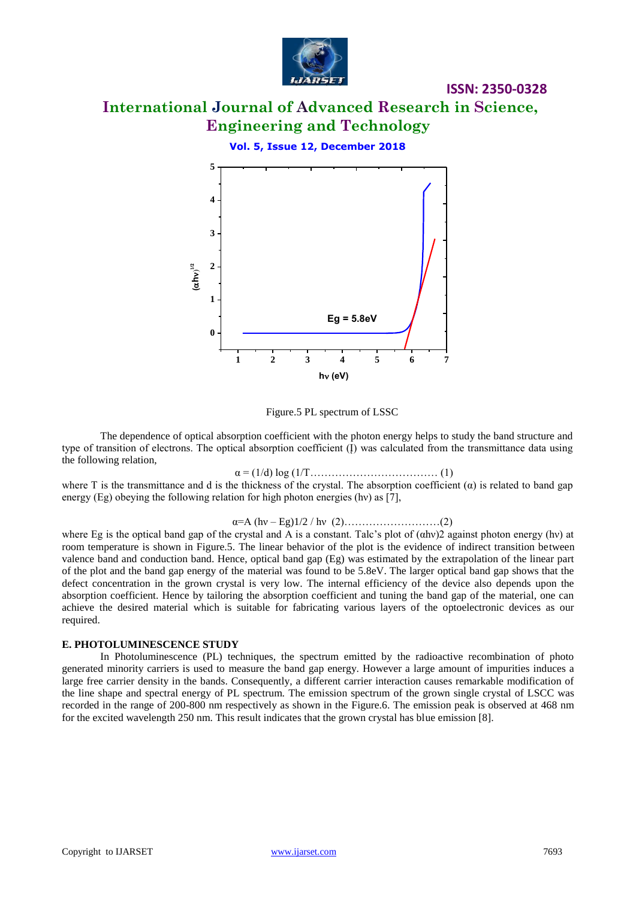Figure.5 PL spectrum of LSSC

The dependence of optical absorption coefficient with the photon energy helps to study the band structure and type of transition of electrons. The optical absorption coefficient (Į) was calculated from the transmittance data using the following relation,

$$\alpha = (1/d) \log (1/T \ldots\ldots\ldots\ldots\ldots\ldots\ldots\ldots\ldots\ldots \quad (1)$$

where T is the transmittance and d is the thickness of the crystal. The absorption coefficient ($\alpha$) is related to band gap energy (Eg) obeying the following relation for high photon energies (hν) as [7],

$$\alpha = A\ (h\nu - Eg)1/2 / h\nu \quad (2)\ldots\ldots\ldots\ldots\ldots\ldots\ldots\ldots(2)$$

where Eg is the optical band gap of the crystal and A is a constant. Talc's plot of $(\alpha h\nu)2$ against photon energy (hν) at room temperature is shown in Figure.5. The linear behavior of the plot is the evidence of indirect transition between valence band and conduction band. Hence, optical band gap (Eg) was estimated by the extrapolation of the linear part of the plot and the band gap energy of the material was found to be 5.8eV. The larger optical band gap shows that the defect concentration in the grown crystal is very low. The internal efficiency of the device also depends upon the absorption coefficient. Hence by tailoring the absorption coefficient and tuning the band gap of the material, one can achieve the desired material which is suitable for fabricating various layers of the optoelectronic devices as our required.

### E. PHOTOLUMINESCENCE STUDY

In Photoluminescence (PL) techniques, the spectrum emitted by the radioactive recombination of photo generated minority carriers is used to measure the band gap energy. However a large amount of impurities induces a large free carrier density in the bands. Consequently, a different carrier interaction causes remarkable modification of the line shape and spectral energy of PL spectrum. The emission spectrum of the grown single crystal of LSCC was recorded in the range of 200-800 nm respectively as shown in the Figure.6. The emission peak is observed at 468 nm for the excited wavelength 250 nm. This result indicates that the grown crystal has blue emission [8].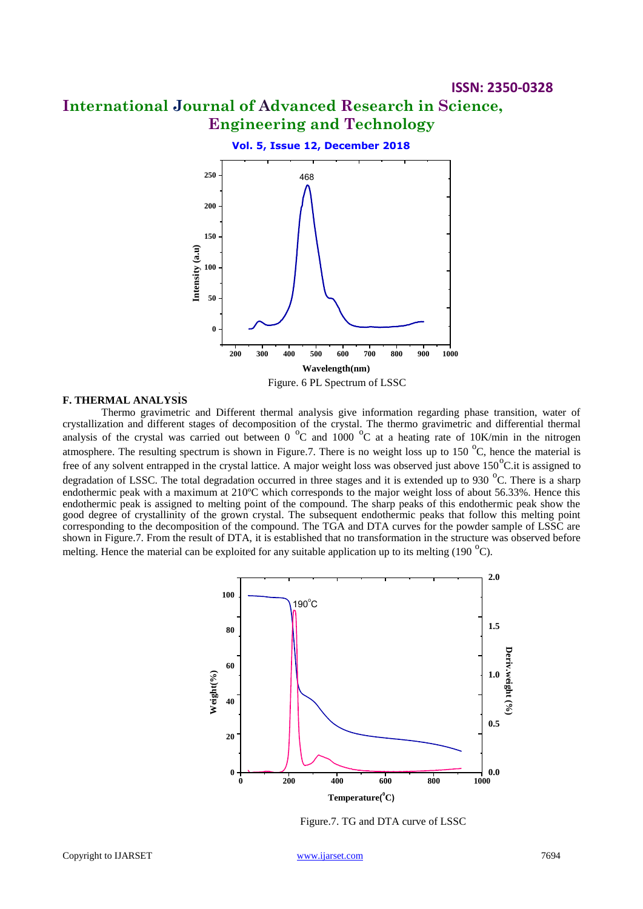Figure. 6 PL Spectrum of LSSC

### F. THERMAL ANALYSIS

Thermo gravimetric and Different thermal analysis give information regarding phase transition, water of crystallization and different stages of decomposition of the crystal. The thermo gravimetric and differential thermal analysis of the crystal was carried out between 0 $^{o}$C and 1000 $^{o}$C at a heating rate of 10K/min in the nitrogen atmosphere. The resulting spectrum is shown in Figure.7. There is no weight loss up to 150 $^{o}$C, hence the material is free of any solvent entrapped in the crystal lattice. A major weight loss was observed just above 150$^{O}$C.it is assigned to degradation of LSSC. The total degradation occurred in three stages and it is extended up to 930 $^{o}$C. There is a sharp endothermic peak with a maximum at 210ºC which corresponds to the major weight loss of about 56.33%. Hence this endothermic peak is assigned to melting point of the compound. The sharp peaks of this endothermic peak show the good degree of crystallinity of the grown crystal. The subsequent endothermic peaks that follow this melting point corresponding to the decomposition of the compound. The TGA and DTA curves for the powder sample of LSSC are shown in Figure.7. From the result of DTA, it is established that no transformation in the structure was observed before melting. Hence the material can be exploited for any suitable application up to its melting (190 $^{o}$C).

Figure.7. TG and DTA curve of LSSC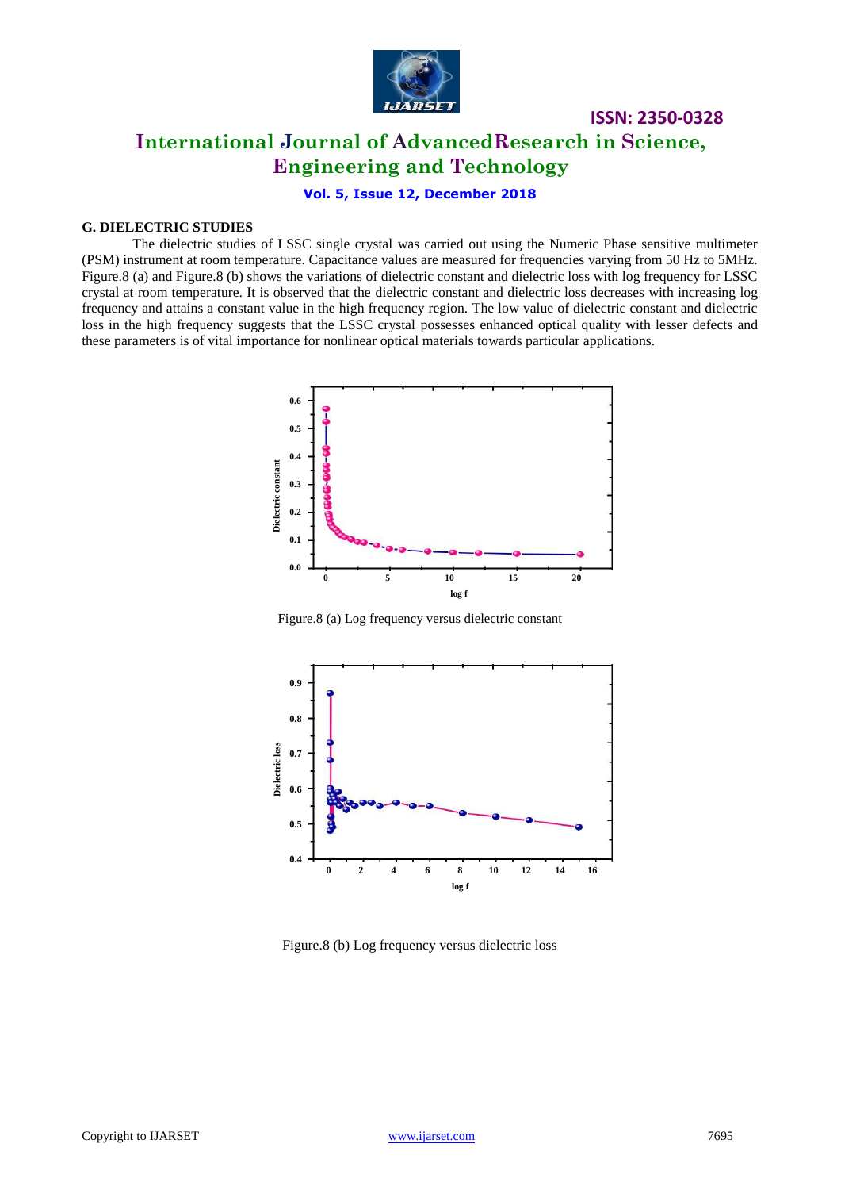### G. DIELECTRIC STUDIES

The dielectric studies of LSSC single crystal was carried out using the Numeric Phase sensitive multimeter (PSM) instrument at room temperature. Capacitance values are measured for frequencies varying from 50 Hz to 5MHz. Figure.8 (a) and Figure.8 (b) shows the variations of dielectric constant and dielectric loss with log frequency for LSSC crystal at room temperature. It is observed that the dielectric constant and dielectric loss decreases with increasing log frequency and attains a constant value in the high frequency region. The low value of dielectric constant and dielectric loss in the high frequency suggests that the LSSC crystal possesses enhanced optical quality with lesser defects and these parameters is of vital importance for nonlinear optical materials towards particular applications.

Figure.8 (a) Log frequency versus dielectric constant

Figure.8 (b) Log frequency versus dielectric loss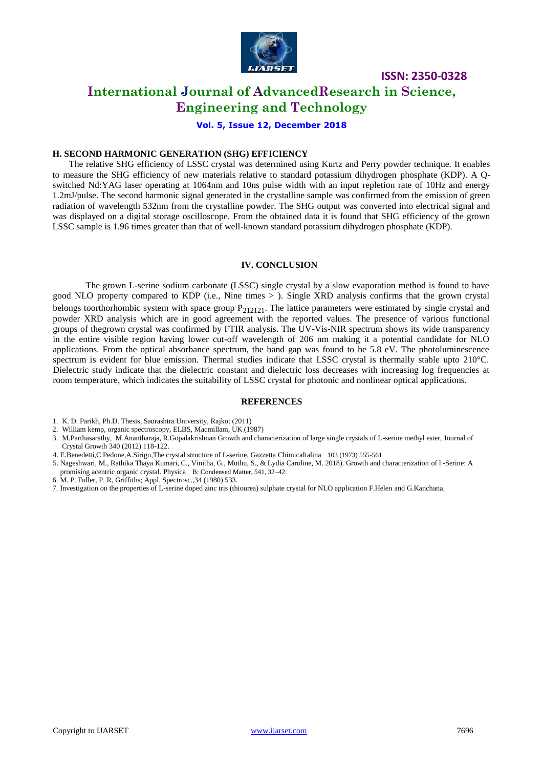### H. SECOND HARMONIC GENERATION (SHG) EFFICIENCY

The relative SHG efficiency of LSSC crystal was determined using Kurtz and Perry powder technique. It enables to measure the SHG efficiency of new materials relative to standard potassium dihydrogen phosphate (KDP). A Q-switched Nd:YAG laser operating at 1064nm and 10ns pulse width with an input repletion rate of 10Hz and energy 1.2mJ/pulse. The second harmonic signal generated in the crystalline sample was confirmed from the emission of green radiation of wavelength 532nm from the crystalline powder. The SHG output was converted into electrical signal and was displayed on a digital storage oscilloscope. From the obtained data it is found that SHG efficiency of the grown LSSC sample is 1.96 times greater than that of well-known standard potassium dihydrogen phosphate (KDP).

## IV. CONCLUSION

The grown L-serine sodium carbonate (LSSC) single crystal by a slow evaporation method is found to have good NLO property compared to KDP (i.e., Nine times > ). Single XRD analysis confirms that the grown crystal belongs toorthorhombic system with space group $P_{212121}$. The lattice parameters were estimated by single crystal and powder XRD analysis which are in good agreement with the reported values. The presence of various functional groups of thegrown crystal was confirmed by FTIR analysis. The UV-Vis-NIR spectrum shows its wide transparency in the entire visible region having lower cut-off wavelength of 206 nm making it a potential candidate for NLO applications. From the optical absorbance spectrum, the band gap was found to be 5.8 eV. The photoluminescence spectrum is evident for blue emission. Thermal studies indicate that LSSC crystal is thermally stable upto 210°C. Dielectric study indicate that the dielectric constant and dielectric loss decreases with increasing log frequencies at room temperature, which indicates the suitability of LSSC crystal for photonic and nonlinear optical applications.

## REFERENCES

1. K. D. Parikh, Ph.D. Thesis, Saurashtra University, Rajkot (2011)
2. William kemp, organic spectroscopy, ELBS, Macmillam, UK (1987)
3. M.Parthasarathy, M.Anantharaja, R.Gopalakrishnan Growth and characterization of large single crystals of L-serine methyl ester, Journal of Crystal Growth 340 (2012) 118-122.
4. E.Benedetti,C.Pedone,A.Sirigu,The crystal structure of L-serine, Gazzetta ChimicaItalina 103 (1973) 555-561.
5. Nageshwari, M., Rathika Thaya Kumari, C., Vinitha, G., Muthu, S., & Lydia Caroline, M. 2018). Growth and characterization of l -Serine: A promising acentric organic crystal. Physica B: Condensed Matter, 541, 32–42.
6. M. P. Fuller, P. R, Griffiths; Appl. Spectrosc.,34 (1980) 533.
7. Investigation on the properties of L-serine doped zinc tris (thiourea) sulphate crystal for NLO application F.Helen and G.Kanchana.